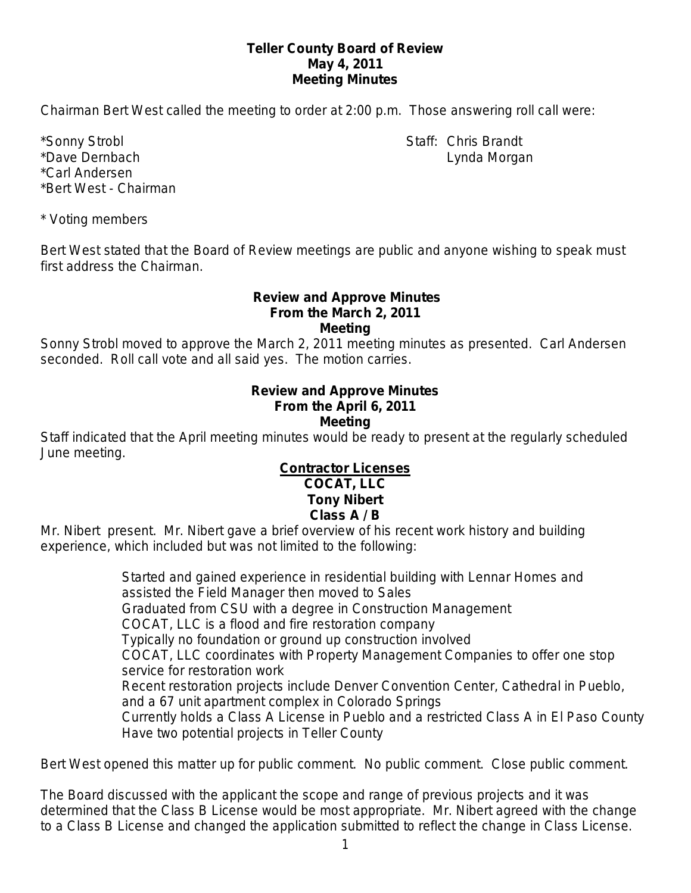# Teller County Board of Review
## May 4, 2011
## Meeting Minutes

Chairman Bert West called the meeting to order at 2:00 p.m. Those answering roll call were:

*Sonny Strobl
*Dave Dernbach
*Carl Andersen
*Bert West - Chairman

Staff: Chris Brandt
Lynda Morgan

* Voting members

Bert West stated that the Board of Review meetings are public and anyone wishing to speak must first address the Chairman.

### Review and Approve Minutes From the March 2, 2011 Meeting

Sonny Strobl moved to approve the March 2, 2011 meeting minutes as presented. Carl Andersen seconded. Roll call vote and all said yes. The motion carries.

### Review and Approve Minutes From the April 6, 2011 Meeting

Staff indicated that the April meeting minutes would be ready to present at the regularly scheduled June meeting.

### Contractor Licenses
### COCAT, LLC
### Tony Nibert
### Class A / B

Mr. Nibert present. Mr. Nibert gave a brief overview of his recent work history and building experience, which included but was not limited to the following:

- Started and gained experience in residential building with Lennar Homes and assisted the Field Manager then moved to Sales
- Graduated from CSU with a degree in Construction Management
- COCAT, LLC is a flood and fire restoration company
- Typically no foundation or ground up construction involved
- COCAT, LLC coordinates with Property Management Companies to offer one stop service for restoration work
- Recent restoration projects include Denver Convention Center, Cathedral in Pueblo, and a 67 unit apartment complex in Colorado Springs
- Currently holds a Class A License in Pueblo and a restricted Class A in El Paso County
- Have two potential projects in Teller County

Bert West opened this matter up for public comment. No public comment. Close public comment.

The Board discussed with the applicant the scope and range of previous projects and it was determined that the Class B License would be most appropriate. Mr. Nibert agreed with the change to a Class B License and changed the application submitted to reflect the change in Class License.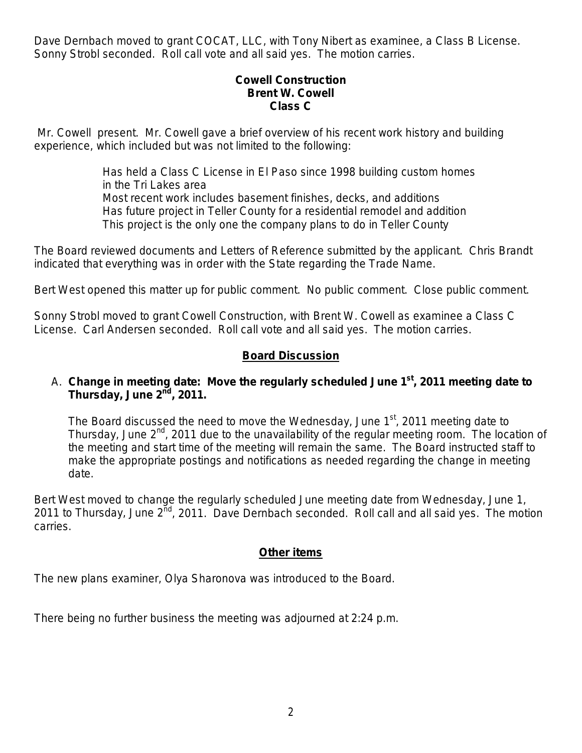Dave Dernbach moved to grant COCAT, LLC, with Tony Nibert as examinee, a Class B License. Sonny Strobl seconded. Roll call vote and all said yes. The motion carries.

**Cowell Construction**
**Brent W. Cowell**
**Class C**

Mr. Cowell present. Mr. Cowell gave a brief overview of his recent work history and building experience, which included but was not limited to the following:

Has held a Class C License in El Paso since 1998 building custom homes in the Tri Lakes area
Most recent work includes basement finishes, decks, and additions
Has future project in Teller County for a residential remodel and addition
This project is the only one the company plans to do in Teller County

The Board reviewed documents and Letters of Reference submitted by the applicant. Chris Brandt indicated that everything was in order with the State regarding the Trade Name.

Bert West opened this matter up for public comment. No public comment. Close public comment.

Sonny Strobl moved to grant Cowell Construction, with Brent W. Cowell as examinee a Class C License. Carl Andersen seconded. Roll call vote and all said yes. The motion carries.

## Board Discussion

A. **Change in meeting date: Move the regularly scheduled June 1st, 2011 meeting date to Thursday, June 2nd, 2011.**

The Board discussed the need to move the Wednesday, June 1st, 2011 meeting date to Thursday, June 2nd, 2011 due to the unavailability of the regular meeting room. The location of the meeting and start time of the meeting will remain the same. The Board instructed staff to make the appropriate postings and notifications as needed regarding the change in meeting date.

Bert West moved to change the regularly scheduled June meeting date from Wednesday, June 1, 2011 to Thursday, June 2nd, 2011. Dave Dernbach seconded. Roll call and all said yes. The motion carries.

## Other items

The new plans examiner, Olya Sharonova was introduced to the Board.

There being no further business the meeting was adjourned at 2:24 p.m.